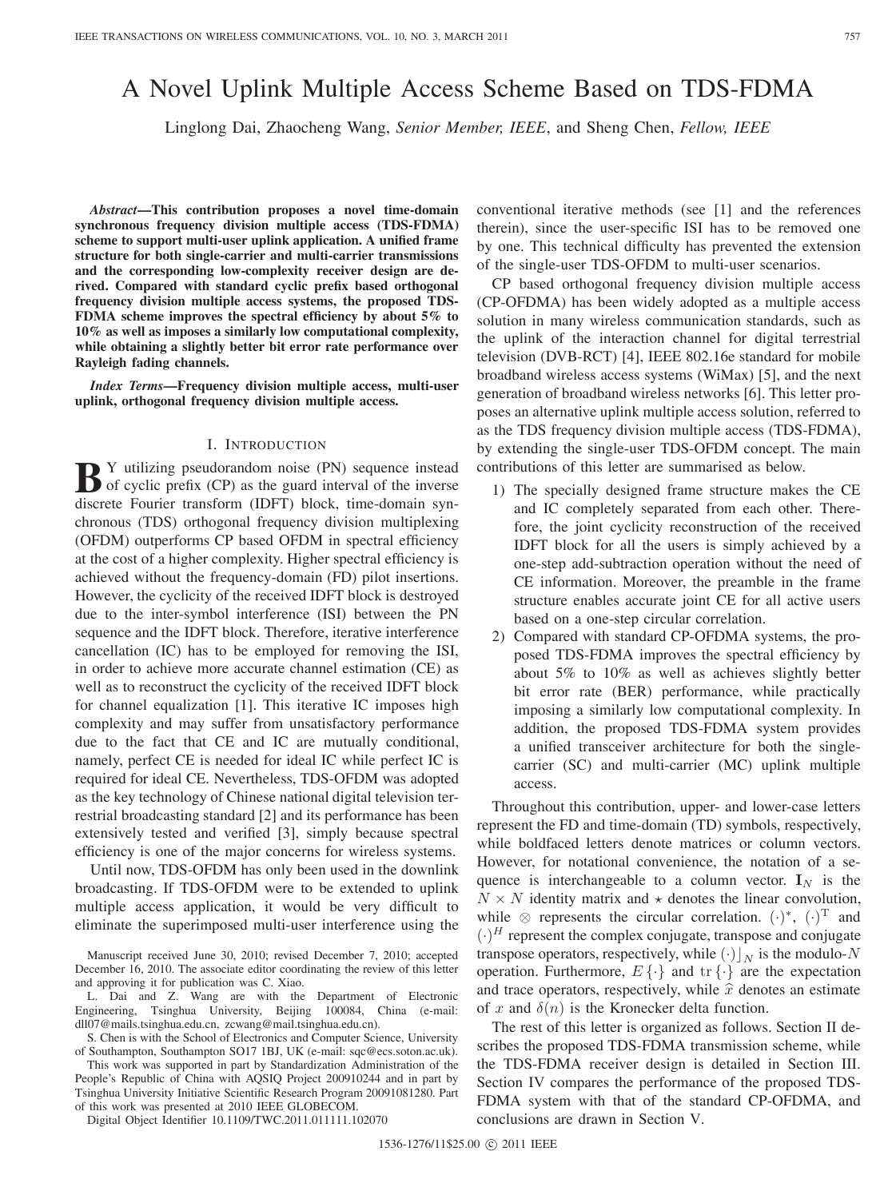# A Novel Uplink Multiple Access Scheme Based on TDS-FDMA

Linglong Dai, Zhaocheng Wang, *Senior Member, IEEE*, and Sheng Chen, *Fellow, IEEE*

***Abstract*—This contribution proposes a novel time-domain synchronous frequency division multiple access (TDS-FDMA) scheme to support multi-user uplink application. A unified frame structure for both single-carrier and multi-carrier transmissions and the corresponding low-complexity receiver design are derived. Compared with standard cyclic prefix based orthogonal frequency division multiple access systems, the proposed TDS-FDMA scheme improves the spectral efficiency by about 5% to 10% as well as imposes a similarly low computational complexity, while obtaining a slightly better bit error rate performance over Rayleigh fading channels.**

***Index Terms*—Frequency division multiple access, multi-user uplink, orthogonal frequency division multiple access.**

## I. Introduction

By utilizing pseudorandom noise (PN) sequence instead of cyclic prefix (CP) as the guard interval of the inverse discrete Fourier transform (IDFT) block, time-domain synchronous (TDS) orthogonal frequency division multiplexing (OFDM) outperforms CP based OFDM in spectral efficiency at the cost of a higher complexity. Higher spectral efficiency is achieved without the frequency-domain (FD) pilot insertions. However, the cyclicity of the received IDFT block is destroyed due to the inter-symbol interference (ISI) between the PN sequence and the IDFT block. Therefore, iterative interference cancellation (IC) has to be employed for removing the ISI, in order to achieve more accurate channel estimation (CE) as well as to reconstruct the cyclicity of the received IDFT block for channel equalization [1]. This iterative IC imposes high complexity and may suffer from unsatisfactory performance due to the fact that CE and IC are mutually conditional, namely, perfect CE is needed for ideal IC while perfect IC is required for ideal CE. Nevertheless, TDS-OFDM was adopted as the key technology of Chinese national digital television terrestrial broadcasting standard [2] and its performance has been extensively tested and verified [3], simply because spectral efficiency is one of the major concerns for wireless systems.

Until now, TDS-OFDM has only been used in the downlink broadcasting. If TDS-OFDM were to be extended to uplink multiple access application, it would be very difficult to eliminate the superimposed multi-user interference using the conventional iterative methods (see [1] and the references therein), since the user-specific ISI has to be removed one by one. This technical difficulty has prevented the extension of the single-user TDS-OFDM to multi-user scenarios.

CP based orthogonal frequency division multiple access (CP-OFDMA) has been widely adopted as a multiple access solution in many wireless communication standards, such as the uplink of the interaction channel for digital terrestrial television (DVB-RCT) [4], IEEE 802.16e standard for mobile broadband wireless access systems (WiMax) [5], and the next generation of broadband wireless networks [6]. This letter proposes an alternative uplink multiple access solution, referred to as the TDS frequency division multiple access (TDS-FDMA), by extending the single-user TDS-OFDM concept. The main contributions of this letter are summarised as below.

1) The specially designed frame structure makes the CE and IC completely separated from each other. Therefore, the joint cyclicity reconstruction of the received IDFT block for all the users is simply achieved by a one-step add-subtraction operation without the need of CE information. Moreover, the preamble in the frame structure enables accurate joint CE for all active users based on a one-step circular correlation.
2) Compared with standard CP-OFDMA systems, the proposed TDS-FDMA improves the spectral efficiency by about 5% to 10% as well as achieves slightly better bit error rate (BER) performance, while practically imposing a similarly low computational complexity. In addition, the proposed TDS-FDMA system provides a unified transceiver architecture for both the single-carrier (SC) and multi-carrier (MC) uplink multiple access.

Throughout this contribution, upper- and lower-case letters represent the FD and time-domain (TD) symbols, respectively, while boldfaced letters denote matrices or column vectors. However, for notational convenience, the notation of a sequence is interchangeable to a column vector. $\mathbf{I}_N$ is the $N \times N$ identity matrix and $\star$ denotes the linear convolution, while $\otimes$ represents the circular correlation. $(\cdot)^*$, $(\cdot)^{\mathrm{T}}$ and $(\cdot)^H$ represent the complex conjugate, transpose and conjugate transpose operators, respectively, while $(\cdot)\rfloor_N$ is the modulo-$N$ operation. Furthermore, $E\{\cdot\}$ and $\mathrm{tr}\{\cdot\}$ are the expectation and trace operators, respectively, while $\widehat{x}$ denotes an estimate of $x$ and $\delta(n)$ is the Kronecker delta function.

The rest of this letter is organized as follows. Section II describes the proposed TDS-FDMA transmission scheme, while the TDS-FDMA receiver design is detailed in Section III. Section IV compares the performance of the proposed TDS-FDMA system with that of the standard CP-OFDMA, and conclusions are drawn in Section V.

Manuscript received June 30, 2010; revised December 7, 2010; accepted December 16, 2010. The associate editor coordinating the review of this letter and approving it for publication was C. Xiao.

L. Dai and Z. Wang are with the Department of Electronic Engineering, Tsinghua University, Beijing 100084, China (e-mail: dll07@mails.tsinghua.edu.cn, zcwang@mail.tsinghua.edu.cn).

S. Chen is with the School of Electronics and Computer Science, University of Southampton, Southampton SO17 1BJ, UK (e-mail: sqc@ecs.soton.ac.uk).

This work was supported in part by Standardization Administration of the People's Republic of China with AQSIQ Project 200910244 and in part by Tsinghua University Initiative Scientific Research Program 20091081280. Part of this work was presented at 2010 IEEE GLOBECOM.

Digital Object Identifier 10.1109/TWC.2011.011111.102070

1536-1276/11$25.00 © 2011 IEEE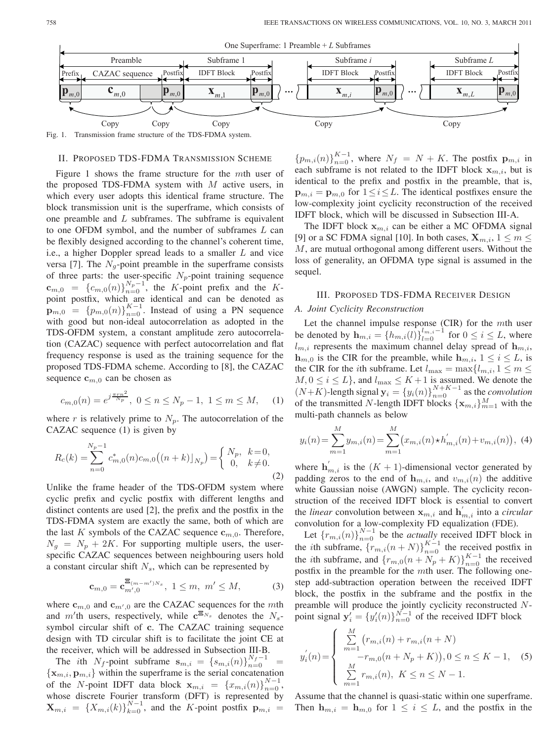Fig. 1. Transmission frame structure of the TDS-FDMA system.

## II. Proposed TDS-FDMA Transmission Scheme

Figure 1 shows the frame structure for the $m$th user of the proposed TDS-FDMA system with $M$ active users, in which every user adopts this identical frame structure. The block transmission unit is the superframe, which consists of one preamble and $L$ subframes. The subframe is equivalent to one OFDM symbol, and the number of subframes $L$ can be flexibly designed according to the channel's coherent time, i.e., a higher Doppler spread leads to a smaller $L$ and vice versa [7]. The $N_g$-point preamble in the superframe consists of three parts: the user-specific $N_p$-point training sequence $\mathbf{c}_{m,0} = \{c_{m,0}(n)\}_{n=0}^{N_p-1}$, the $K$-point prefix and the $K$-point postfix, which are identical and can be denoted as $\mathbf{p}_{m,0} = \{p_{m,0}(n)\}_{n=0}^{K-1}$. Instead of using a PN sequence with good but non-ideal autocorrelation as adopted in the TDS-OFDM system, a constant amplitude zero autocorrelation (CAZAC) sequence with perfect autocorrelation and flat frequency response is used as the training sequence for the proposed TDS-FDMA scheme. According to [8], the CAZAC sequence $\mathbf{c}_{m,0}$ can be chosen as

$$c_{m,0}(n) = e^{j\frac{\pi r n^2}{N_p}},\ 0 \leq n \leq N_p-1,\ 1 \leq m \leq M, \quad (1)$$

where $r$ is relatively prime to $N_p$. The autocorrelation of the CAZAC sequence (1) is given by

$$R_c(k) = \sum_{n=0}^{N_p-1} c_{m,0}^*(n) c_{m,0}\big((n+k)\rfloor_{N_p}\big) = \begin{cases} N_p, & k=0, \\ 0, & k\neq 0. \end{cases} \quad (2)$$

Unlike the frame header of the TDS-OFDM system where cyclic prefix and cyclic postfix with different lengths and distinct contents are used [2], the prefix and the postfix in the TDS-FDMA system are exactly the same, both of which are the last $K$ symbols of the CAZAC sequence $\mathbf{c}_{m,0}$. Therefore, $N_g = N_p + 2K$. For supporting multiple users, the user-specific CAZAC sequences between neighbouring users hold a constant circular shift $N_s$, which can be represented by

$$\mathbf{c}_{m,0} = \mathbf{c}_{m',0}^{\Xi_{(m-m')N_s}},\ 1 \leq m,\ m' \leq M, \quad (3)$$

where $\mathbf{c}_{m,0}$ and $\mathbf{c}_{m',0}$ are the CAZAC sequences for the $m$th and $m'$th users, respectively, while $\mathbf{c}^{\Xi_{N_s}}$ denotes the $N_s$-symbol circular shift of $\mathbf{c}$. The CAZAC training sequence design with TD circular shift is to facilitate the joint CE at the receiver, which will be addressed in Subsection III-B.

The $i$th $N_f$-point subframe $\mathbf{s}_{m,i} = \{s_{m,i}(n)\}_{n=0}^{N_f-1} = \{\mathbf{x}_{m,i}, \mathbf{p}_{m,i}\}$ within the superframe is the serial concatenation of the $N$-point IDFT data block $\mathbf{x}_{m,i} = \{x_{m,i}(n)\}_{n=0}^{N-1}$, whose discrete Fourier transform (DFT) is represented by $\mathbf{X}_{m,i} = \{X_{m,i}(k)\}_{k=0}^{N-1}$, and the $K$-point postfix $\mathbf{p}_{m,i} = \{p_{m,i}(n)\}_{n=0}^{K-1}$, where $N_f = N + K$. The postfix $\mathbf{p}_{m,i}$ in each subframe is not related to the IDFT block $\mathbf{x}_{m,i}$, but is identical to the prefix and postfix in the preamble, that is, $\mathbf{p}_{m,i} = \mathbf{p}_{m,0}$ for $1 \leq i \leq L$. The identical postfixes ensure the low-complexity joint cyclicity reconstruction of the received IDFT block, which will be discussed in Subsection III-A.

The IDFT block $\mathbf{x}_{m,i}$ can be either a MC OFDMA signal [9] or a SC FDMA signal [10]. In both cases, $\mathbf{X}_{m,i}$, $1 \leq m \leq M$, are mutual orthogonal among different users. Without the loss of generality, an OFDMA type signal is assumed in the sequel.

## III. Proposed TDS-FDMA Receiver Design

### A. Joint Cyclicity Reconstruction

Let the channel impulse response (CIR) for the $m$th user be denoted by $\mathbf{h}_{m,i} = \{h_{m,i}(l)\}_{l=0}^{l_{m,i}-1}$ for $0 \leq i \leq L$, where $l_{m,i}$ represents the maximum channel delay spread of $\mathbf{h}_{m,i}$, $\mathbf{h}_{m,0}$ is the CIR for the preamble, while $\mathbf{h}_{m,i}$, $1 \leq i \leq L$, is the CIR for the $i$th subframe. Let $l_{\max} = \max\{l_{m,i}, 1 \leq m \leq M, 0 \leq i \leq L\}$, and $l_{\max} \leq K+1$ is assumed. We denote the $(N+K)$-length signal $\mathbf{y}_i = \{y_i(n)\}_{n=0}^{N+K-1}$ as the *convolution* of the transmitted $N$-length IDFT blocks $\{\mathbf{x}_{m,i}\}_{m=1}^{M}$ with the multi-path channels as below

$$y_i(n) = \sum_{m=1}^{M} y_{m,i}(n) = \sum_{m=1}^{M} \big(x_{m,i}(n) \star h'_{m,i}(n) + v_{m,i}(n)\big), \quad (4)$$

where $\mathbf{h}'_{m,i}$ is the $(K+1)$-dimensional vector generated by padding zeros to the end of $\mathbf{h}_{m,i}$, and $v_{m,i}(n)$ the additive white Gaussian noise (AWGN) sample. The cyclicity reconstruction of the received IDFT block is essential to convert the *linear* convolution between $\mathbf{x}_{m,i}$ and $\mathbf{h}'_{m,i}$ into a *circular* convolution for a low-complexity FD equalization (FDE).

Let $\{r_{m,i}(n)\}_{n=0}^{N-1}$ be the *actually* received IDFT block in the $i$th subframe, $\{r_{m,i}(n+N)\}_{n=0}^{K-1}$ the received postfix in the $i$th subframe, and $\{r_{m,0}(n+N_p+K)\}_{n=0}^{K-1}$ the received postfix in the preamble for the $m$th user. The following one-step add-subtraction operation between the received IDFT block, the postfix in the subframe and the postfix in the preamble will produce the jointly cyclicity reconstructed $N$-point signal $\mathbf{y}'_i = \{y'_i(n)\}_{n=0}^{N-1}$ of the received IDFT block

$$y'_i(n) = \begin{cases} \sum\limits_{m=1}^{M} \big(r_{m,i}(n) + r_{m,i}(n+N) \\ \quad -r_{m,0}(n+N_p+K)\big), 0 \leq n \leq K-1, \\ \sum\limits_{m=1}^{M} r_{m,i}(n),\ K \leq n \leq N-1. \end{cases} \quad (5)$$

Assume that the channel is quasi-static within one superframe. Then $\mathbf{h}_{m,i} = \mathbf{h}_{m,0}$ for $1 \leq i \leq L$, and the postfix in the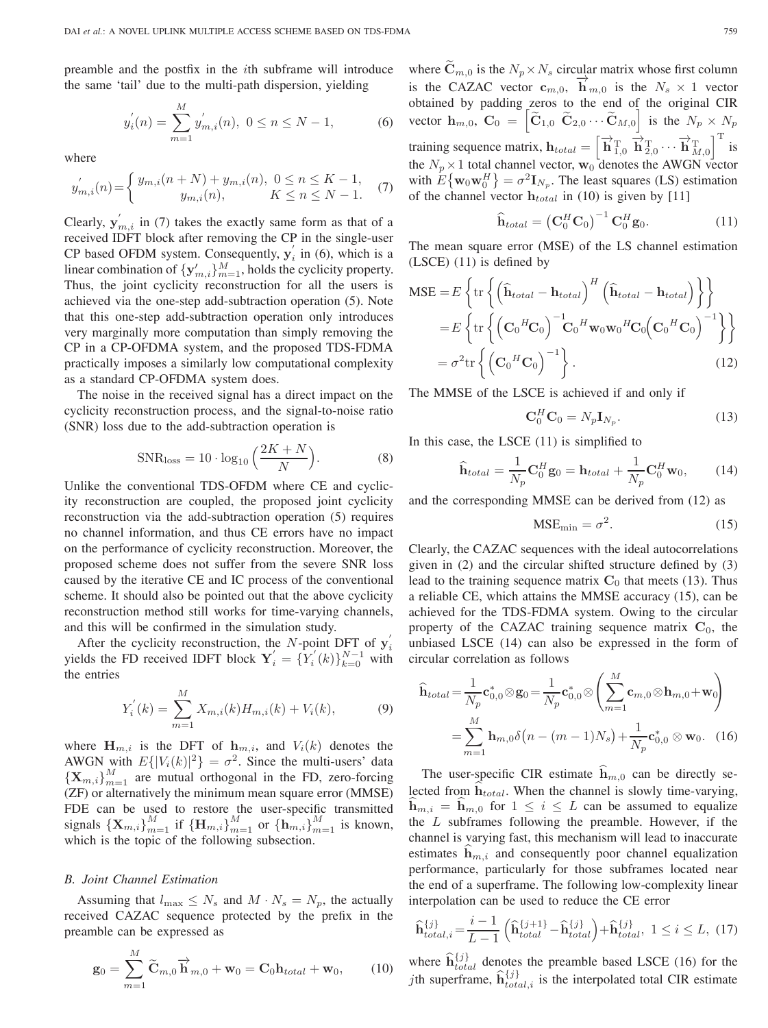preamble and the postfix in the $i$th subframe will introduce the same 'tail' due to the multi-path dispersion, yielding

$$y_i^{'}(n) = \sum_{m=1}^{M} y_{m,i}^{'}(n),\ 0 \leq n \leq N-1, \tag{6}$$

where

$$y_{m,i}^{'}(n) = \begin{cases} y_{m,i}(n+N) + y_{m,i}(n), & 0 \leq n \leq K-1, \\ y_{m,i}(n), & K \leq n \leq N-1. \end{cases} \tag{7}$$

Clearly, $\mathbf{y}_{m,i}^{'}$ in (7) takes the exactly same form as that of a received IDFT block after removing the CP in the single-user CP based OFDM system. Consequently, $\mathbf{y}_i^{'}$ in (6), which is a linear combination of $\{\mathbf{y}_{m,i}^{\prime}\}_{m=1}^{M}$, holds the cyclicity property. Thus, the joint cyclicity reconstruction for all the users is achieved via the one-step add-subtraction operation (5). Note that this one-step add-subtraction operation only introduces very marginally more computation than simply removing the CP in a CP-OFDMA system, and the proposed TDS-FDMA practically imposes a similarly low computational complexity as a standard CP-OFDMA system does.

The noise in the received signal has a direct impact on the cyclicity reconstruction process, and the signal-to-noise ratio (SNR) loss due to the add-subtraction operation is

$$\mathrm{SNR}_{\mathrm{loss}} = 10 \cdot \log_{10}\Big(\frac{2K+N}{N}\Big). \tag{8}$$

Unlike the conventional TDS-OFDM where CE and cyclicity reconstruction are coupled, the proposed joint cyclicity reconstruction via the add-subtraction operation (5) requires no channel information, and thus CE errors have no impact on the performance of cyclicity reconstruction. Moreover, the proposed scheme does not suffer from the severe SNR loss caused by the iterative CE and IC process of the conventional scheme. It should also be pointed out that the above cyclicity reconstruction method still works for time-varying channels, and this will be confirmed in the simulation study.

After the cyclicity reconstruction, the $N$-point DFT of $\mathbf{y}_i^{'}$ yields the FD received IDFT block $\mathbf{Y}_i^{'} = \{Y_i^{'}(k)\}_{k=0}^{N-1}$ with the entries

$$Y_i^{'}(k) = \sum_{m=1}^{M} X_{m,i}(k) H_{m,i}(k) + V_i(k), \tag{9}$$

where $\mathbf{H}_{m,i}$ is the DFT of $\mathbf{h}_{m,i}$, and $V_i(k)$ denotes the AWGN with $E\{|V_i(k)|^2\} = \sigma^2$. Since the multi-users' data $\{\mathbf{X}_{m,i}\}_{m=1}^{M}$ are mutual orthogonal in the FD, zero-forcing (ZF) or alternatively the minimum mean square error (MMSE) FDE can be used to restore the user-specific transmitted signals $\{\mathbf{X}_{m,i}\}_{m=1}^{M}$ if $\{\mathbf{H}_{m,i}\}_{m=1}^{M}$ or $\{\mathbf{h}_{m,i}\}_{m=1}^{M}$ is known, which is the topic of the following subsection.

### B. Joint Channel Estimation

Assuming that $l_{\max} \leq N_s$ and $M \cdot N_s = N_p$, the actually received CAZAC sequence protected by the prefix in the preamble can be expressed as

$$\mathbf{g}_0 = \sum_{m=1}^{M} \widetilde{\mathbf{C}}_{m,0} \overrightarrow{\mathbf{h}}_{m,0} + \mathbf{w}_0 = \mathbf{C}_0 \mathbf{h}_{total} + \mathbf{w}_0, \tag{10}$$

where $\widetilde{\mathbf{C}}_{m,0}$ is the $N_p \times N_s$ circular matrix whose first column is the CAZAC vector $\mathbf{c}_{m,0}$, $\overrightarrow{\mathbf{h}}_{m,0}$ is the $N_s \times 1$ vector obtained by padding zeros to the end of the original CIR vector $\mathbf{h}_{m,0}$, $\mathbf{C}_0 = \left[\widetilde{\mathbf{C}}_{1,0}\ \widetilde{\mathbf{C}}_{2,0} \cdots \widetilde{\mathbf{C}}_{M,0}\right]$ is the $N_p \times N_p$ training sequence matrix, $\mathbf{h}_{total} = \left[\overrightarrow{\mathbf{h}}_{1,0}^{\mathrm{T}}\ \overrightarrow{\mathbf{h}}_{2,0}^{\mathrm{T}} \cdots \overrightarrow{\mathbf{h}}_{M,0}^{\mathrm{T}}\right]^{\mathrm{T}}$ is the $N_p \times 1$ total channel vector, $\mathbf{w}_0$ denotes the AWGN vector with $E\{\mathbf{w}_0 \mathbf{w}_0^H\} = \sigma^2 \mathbf{I}_{N_p}$. The least squares (LS) estimation of the channel vector $\mathbf{h}_{total}$ in (10) is given by [11]

$$\widehat{\mathbf{h}}_{total} = \left(\mathbf{C}_0^H \mathbf{C}_0\right)^{-1} \mathbf{C}_0^H \mathbf{g}_0. \tag{11}$$

The mean square error (MSE) of the LS channel estimation (LSCE) (11) is defined by

$$\begin{aligned} \mathrm{MSE} &= E\left\{\mathrm{tr}\left\{\left(\widehat{\mathbf{h}}_{total} - \mathbf{h}_{total}\right)^H \left(\widehat{\mathbf{h}}_{total} - \mathbf{h}_{total}\right)\right\}\right\} \\ &= E\left\{\mathrm{tr}\left\{\left(\mathbf{C}_0{}^H \mathbf{C}_0\right)^{-1} \mathbf{C}_0{}^H \mathbf{w}_0 \mathbf{w}_0{}^H \mathbf{C}_0 \left(\mathbf{C}_0{}^H \mathbf{C}_0\right)^{-1}\right\}\right\} \\ &= \sigma^2 \mathrm{tr}\left\{\left(\mathbf{C}_0{}^H \mathbf{C}_0\right)^{-1}\right\}. \end{aligned} \tag{12}$$

The MMSE of the LSCE is achieved if and only if

$$\mathbf{C}_0^H \mathbf{C}_0 = N_p \mathbf{I}_{N_p}. \tag{13}$$

In this case, the LSCE (11) is simplified to

$$\widehat{\mathbf{h}}_{total} = \frac{1}{N_p} \mathbf{C}_0^H \mathbf{g}_0 = \mathbf{h}_{total} + \frac{1}{N_p} \mathbf{C}_0^H \mathbf{w}_0, \tag{14}$$

and the corresponding MMSE can be derived from (12) as

$$\mathrm{MSE}_{\min} = \sigma^2. \tag{15}$$

Clearly, the CAZAC sequences with the ideal autocorrelations given in (2) and the circular shifted structure defined by (3) lead to the training sequence matrix $\mathbf{C}_0$ that meets (13). Thus a reliable CE, which attains the MMSE accuracy (15), can be achieved for the TDS-FDMA system. Owing to the circular property of the CAZAC training sequence matrix $\mathbf{C}_0$, the unbiased LSCE (14) can also be expressed in the form of circular correlation as follows

$$\begin{aligned} \widehat{\mathbf{h}}_{total} &= \frac{1}{N_p} \mathbf{c}_{0,0}^* \otimes \mathbf{g}_0 = \frac{1}{N_p} \mathbf{c}_{0,0}^* \otimes \left(\sum_{m=1}^{M} \mathbf{c}_{m,0} \otimes \mathbf{h}_{m,0} + \mathbf{w}_0\right) \\ &= \sum_{m=1}^{M} \mathbf{h}_{m,0} \delta\big(n - (m-1)N_s\big) + \frac{1}{N_p} \mathbf{c}_{0,0}^* \otimes \mathbf{w}_0. \end{aligned} \tag{16}$$

The user-specific CIR estimate $\widehat{\mathbf{h}}_{m,0}$ can be directly selected from $\widehat{\mathbf{h}}_{total}$. When the channel is slowly time-varying, $\widehat{\mathbf{h}}_{m,i} = \widehat{\mathbf{h}}_{m,0}$ for $1 \leq i \leq L$ can be assumed to equalize the $L$ subframes following the preamble. However, if the channel is varying fast, this mechanism will lead to inaccurate estimates $\widehat{\mathbf{h}}_{m,i}$ and consequently poor channel equalization performance, particularly for those subframes located near the end of a superframe. The following low-complexity linear interpolation can be used to reduce the CE error

$$\widehat{\mathbf{h}}_{total,i}^{\{j\}} = \frac{i-1}{L-1}\left(\widehat{\mathbf{h}}_{total}^{\{j+1\}} - \widehat{\mathbf{h}}_{total}^{\{j\}}\right) + \widehat{\mathbf{h}}_{total}^{\{j\}},\ 1 \leq i \leq L, \tag{17}$$

where $\widehat{\mathbf{h}}_{total}^{\{j\}}$ denotes the preamble based LSCE (16) for the $j$th superframe, $\widehat{\mathbf{h}}_{total,i}^{\{j\}}$ is the interpolated total CIR estimate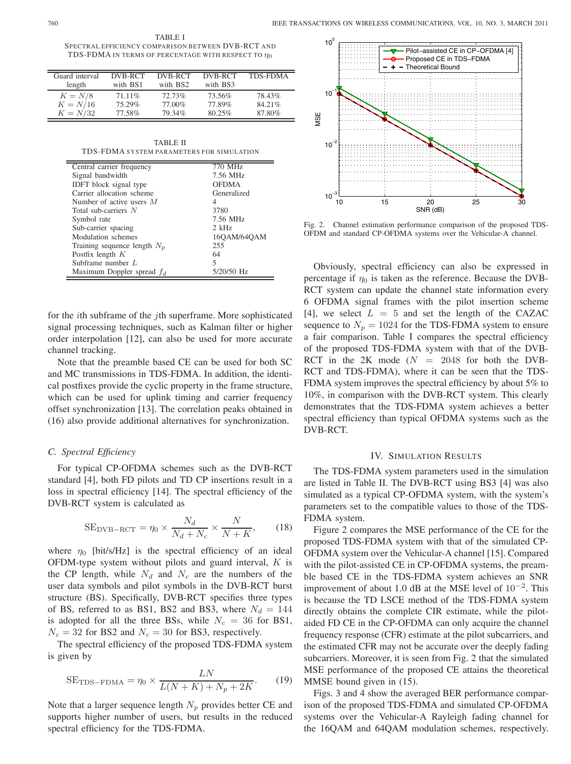TABLE I
SPECTRAL EFFICIENCY COMPARISON BETWEEN DVB-RCT AND TDS-FDMA IN TERMS OF PERCENTAGE WITH RESPECT TO $\eta_0$

| Guard interval length | DVB-RCT with BS1 | DVB-RCT with BS2 | DVB-RCT with BS3 | TDS-FDMA |
|---|---|---|---|---|
| $K = N/8$ | 71.11% | 72.73% | 73.56% | 78.43% |
| $K = N/16$ | 75.29% | 77.00% | 77.89% | 84.21% |
| $K = N/32$ | 77.58% | 79.34% | 80.25% | 87.80% |

TABLE II
TDS-FDMA SYSTEM PARAMETERS FOR SIMULATION

| Parameter | Value |
|---|---|
| Central carrier frequency | 770 MHz |
| Signal bandwidth | 7.56 MHz |
| IDFT block signal type | OFDMA |
| Carrier allocation scheme | Generalized |
| Number of active users $M$ | 4 |
| Total sub-carriers $N$ | 3780 |
| Symbol rate | 7.56 MHz |
| Sub-carrier spacing | 2 kHz |
| Modulation schemes | 16QAM/64QAM |
| Training sequence length $N_p$ | 255 |
| Postfix length $K$ | 64 |
| Subframe number $L$ | 5 |
| Maximum Doppler spread $f_d$ | 5/20/50 Hz |

for the $i$th subframe of the $j$th superframe. More sophisticated signal processing techniques, such as Kalman filter or higher order interpolation [12], can also be used for more accurate channel tracking.

Note that the preamble based CE can be used for both SC and MC transmissions in TDS-FDMA. In addition, the identical postfixes provide the cyclic property in the frame structure, which can be used for uplink timing and carrier frequency offset synchronization [13]. The correlation peaks obtained in (16) also provide additional alternatives for synchronization.

### C. Spectral Efficiency

For typical CP-OFDMA schemes such as the DVB-RCT standard [4], both FD pilots and TD CP insertions result in a loss in spectral efficiency [14]. The spectral efficiency of the DVB-RCT system is calculated as

$$\mathrm{SE}_{\mathrm{DVB-RCT}} = \eta_0 \times \frac{N_d}{N_d + N_c} \times \frac{N}{N + K}, \tag{18}$$

where $\eta_0$ [bit/s/Hz] is the spectral efficiency of an ideal OFDM-type system without pilots and guard interval, $K$ is the CP length, while $N_d$ and $N_c$ are the number of the user data symbols and pilot symbols in the DVB-RCT burst structure (BS). Specifically, DVB-RCT specifies three types of BS, referred to as BS1, BS2 and BS3, where $N_d = 144$ is adopted for all the three BSs, while $N_c = 36$ for BS1, $N_c = 32$ for BS2 and $N_c = 30$ for BS3, respectively.

The spectral efficiency of the proposed TDS-FDMA system is given by

$$\mathrm{SE}_{\mathrm{TDS-FDMA}} = \eta_0 \times \frac{LN}{L(N + K) + N_p + 2K}. \tag{19}$$

Note that a larger sequence length $N_p$ provides better CE and supports higher number of users, but results in the reduced spectral efficiency for the TDS-FDMA.

Fig. 2. Channel estimation performance comparison of the proposed TDS-OFDM and standard CP-OFDMA systems over the Vehicular-A channel.

Obviously, spectral efficiency can also be expressed in percentage if $\eta_0$ is taken as the reference. Because the DVB-RCT system can update the channel state information every 6 OFDMA signal frames with the pilot insertion scheme [4], we select $L = 5$ and set the length of the CAZAC sequence to $N_p = 1024$ for the TDS-FDMA system to ensure a fair comparison. Table I compares the spectral efficiency of the proposed TDS-FDMA system with that of the DVB-RCT in the 2K mode ($N = 2048$ for both the DVB-RCT and TDS-FDMA), where it can be seen that the TDS-FDMA system improves the spectral efficiency by about 5% to 10%, in comparison with the DVB-RCT system. This clearly demonstrates that the TDS-FDMA system achieves a better spectral efficiency than typical OFDMA systems such as the DVB-RCT.

## IV. SIMULATION RESULTS

The TDS-FDMA system parameters used in the simulation are listed in Table II. The DVB-RCT using BS3 [4] was also simulated as a typical CP-OFDMA system, with the system's parameters set to the compatible values to those of the TDS-FDMA system.

Figure 2 compares the MSE performance of the CE for the proposed TDS-FDMA system with that of the simulated CP-OFDMA system over the Vehicular-A channel [15]. Compared with the pilot-assisted CE in CP-OFDMA systems, the preamble based CE in the TDS-FDMA system achieves an SNR improvement of about 1.0 dB at the MSE level of $10^{-2}$. This is because the TD LSCE method of the TDS-FDMA system directly obtains the complete CIR estimate, while the pilot-aided FD CE in the CP-OFDMA can only acquire the channel frequency response (CFR) estimate at the pilot subcarriers, and the estimated CFR may not be accurate over the deeply fading subcarriers. Moreover, it is seen from Fig. 2 that the simulated MSE performance of the proposed CE attains the theoretical MMSE bound given in (15).

Figs. 3 and 4 show the averaged BER performance comparison of the proposed TDS-FDMA and simulated CP-OFDMA systems over the Vehicular-A Rayleigh fading channel for the 16QAM and 64QAM modulation schemes, respectively.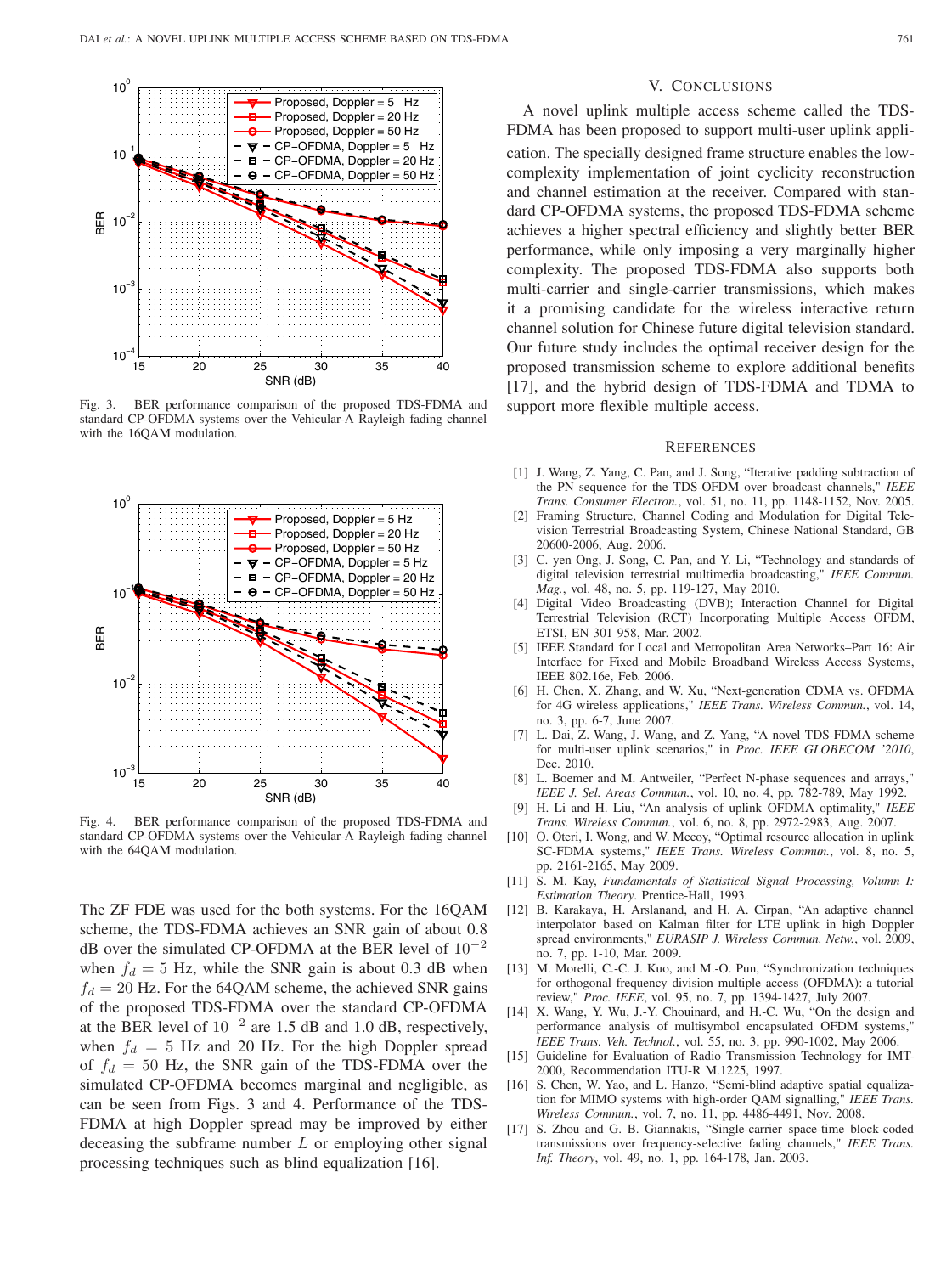$10^0$
$10^{-1}$
$10^{-2}$
$10^{-3}$
$10^{-4}$
BER
15
20
25
30
35
40
SNR (dB)
Proposed, Doppler = 5 Hz
Proposed, Doppler = 20 Hz
Proposed, Doppler = 50 Hz
CP–OFDMA, Doppler = 5 Hz
CP–OFDMA, Doppler = 20 Hz
CP–OFDMA, Doppler = 50 Hz

Fig. 3. BER performance comparison of the proposed TDS-FDMA and standard CP-OFDMA systems over the Vehicular-A Rayleigh fading channel with the 16QAM modulation.

$10^0$
$10^{-1}$
$10^{-2}$
$10^{-3}$
BER
15
20
25
30
35
40
SNR (dB)
Proposed, Doppler = 5 Hz
Proposed, Doppler = 20 Hz
Proposed, Doppler = 50 Hz
CP–OFDMA, Doppler = 5 Hz
CP–OFDMA, Doppler = 20 Hz
CP–OFDMA, Doppler = 50 Hz

Fig. 4. BER performance comparison of the proposed TDS-FDMA and standard CP-OFDMA systems over the Vehicular-A Rayleigh fading channel with the 64QAM modulation.

The ZF FDE was used for the both systems. For the 16QAM scheme, the TDS-FDMA achieves an SNR gain of about 0.8 dB over the simulated CP-OFDMA at the BER level of $10^{-2}$ when $f_d = 5$ Hz, while the SNR gain is about 0.3 dB when $f_d = 20$ Hz. For the 64QAM scheme, the achieved SNR gains of the proposed TDS-FDMA over the standard CP-OFDMA at the BER level of $10^{-2}$ are 1.5 dB and 1.0 dB, respectively, when $f_d = 5$ Hz and 20 Hz. For the high Doppler spread of $f_d = 50$ Hz, the SNR gain of the TDS-FDMA over the simulated CP-OFDMA becomes marginal and negligible, as can be seen from Figs. 3 and 4. Performance of the TDS-FDMA at high Doppler spread may be improved by either deceasing the subframe number $L$ or employing other signal processing techniques such as blind equalization [16].

## V. Conclusions

A novel uplink multiple access scheme called the TDS-FDMA has been proposed to support multi-user uplink application. The specially designed frame structure enables the low-complexity implementation of joint cyclicity reconstruction and channel estimation at the receiver. Compared with standard CP-OFDMA systems, the proposed TDS-FDMA scheme achieves a higher spectral efficiency and slightly better BER performance, while only imposing a very marginally higher complexity. The proposed TDS-FDMA also supports both multi-carrier and single-carrier transmissions, which makes it a promising candidate for the wireless interactive return channel solution for Chinese future digital television standard. Our future study includes the optimal receiver design for the proposed transmission scheme to explore additional benefits [17], and the hybrid design of TDS-FDMA and TDMA to support more flexible multiple access.

## References

[1] J. Wang, Z. Yang, C. Pan, and J. Song, "Iterative padding subtraction of the PN sequence for the TDS-OFDM over broadcast channels," *IEEE Trans. Consumer Electron.*, vol. 51, no. 11, pp. 1148-1152, Nov. 2005.

[2] Framing Structure, Channel Coding and Modulation for Digital Television Terrestrial Broadcasting System, Chinese National Standard, GB 20600-2006, Aug. 2006.

[3] C. yen Ong, J. Song, C. Pan, and Y. Li, "Technology and standards of digital television terrestrial multimedia broadcasting," *IEEE Commun. Mag.*, vol. 48, no. 5, pp. 119-127, May 2010.

[4] Digital Video Broadcasting (DVB); Interaction Channel for Digital Terrestrial Television (RCT) Incorporating Multiple Access OFDM, ETSI, EN 301 958, Mar. 2002.

[5] IEEE Standard for Local and Metropolitan Area Networks–Part 16: Air Interface for Fixed and Mobile Broadband Wireless Access Systems, IEEE 802.16e, Feb. 2006.

[6] H. Chen, X. Zhang, and W. Xu, "Next-generation CDMA vs. OFDMA for 4G wireless applications," *IEEE Trans. Wireless Commun.*, vol. 14, no. 3, pp. 6-7, June 2007.

[7] L. Dai, Z. Wang, J. Wang, and Z. Yang, "A novel TDS-FDMA scheme for multi-user uplink scenarios," in *Proc. IEEE GLOBECOM '2010*, Dec. 2010.

[8] L. Boemer and M. Antweiler, "Perfect N-phase sequences and arrays," *IEEE J. Sel. Areas Commun.*, vol. 10, no. 4, pp. 782-789, May 1992.

[9] H. Li and H. Liu, "An analysis of uplink OFDMA optimality," *IEEE Trans. Wireless Commun.*, vol. 6, no. 8, pp. 2972-2983, Aug. 2007.

[10] O. Oteri, I. Wong, and W. Mccoy, "Optimal resource allocation in uplink SC-FDMA systems," *IEEE Trans. Wireless Commun.*, vol. 8, no. 5, pp. 2161-2165, May 2009.

[11] S. M. Kay, *Fundamentals of Statistical Signal Processing, Volumn I: Estimation Theory*. Prentice-Hall, 1993.

[12] B. Karakaya, H. Arslanand, and H. A. Cirpan, "An adaptive channel interpolator based on Kalman filter for LTE uplink in high Doppler spread environments," *EURASIP J. Wireless Commun. Netw.*, vol. 2009, no. 7, pp. 1-10, Mar. 2009.

[13] M. Morelli, C.-C. J. Kuo, and M.-O. Pun, "Synchronization techniques for orthogonal frequency division multiple access (OFDMA): a tutorial review," *Proc. IEEE*, vol. 95, no. 7, pp. 1394-1427, July 2007.

[14] X. Wang, Y. Wu, J.-Y. Chouinard, and H.-C. Wu, "On the design and performance analysis of multisymbol encapsulated OFDM systems," *IEEE Trans. Veh. Technol.*, vol. 55, no. 3, pp. 990-1002, May 2006.

[15] Guideline for Evaluation of Radio Transmission Technology for IMT-2000, Recommendation ITU-R M.1225, 1997.

[16] S. Chen, W. Yao, and L. Hanzo, "Semi-blind adaptive spatial equalization for MIMO systems with high-order QAM signalling," *IEEE Trans. Wireless Commun.*, vol. 7, no. 11, pp. 4486-4491, Nov. 2008.

[17] S. Zhou and G. B. Giannakis, "Single-carrier space-time block-coded transmissions over frequency-selective fading channels," *IEEE Trans. Inf. Theory*, vol. 49, no. 1, pp. 164-178, Jan. 2003.